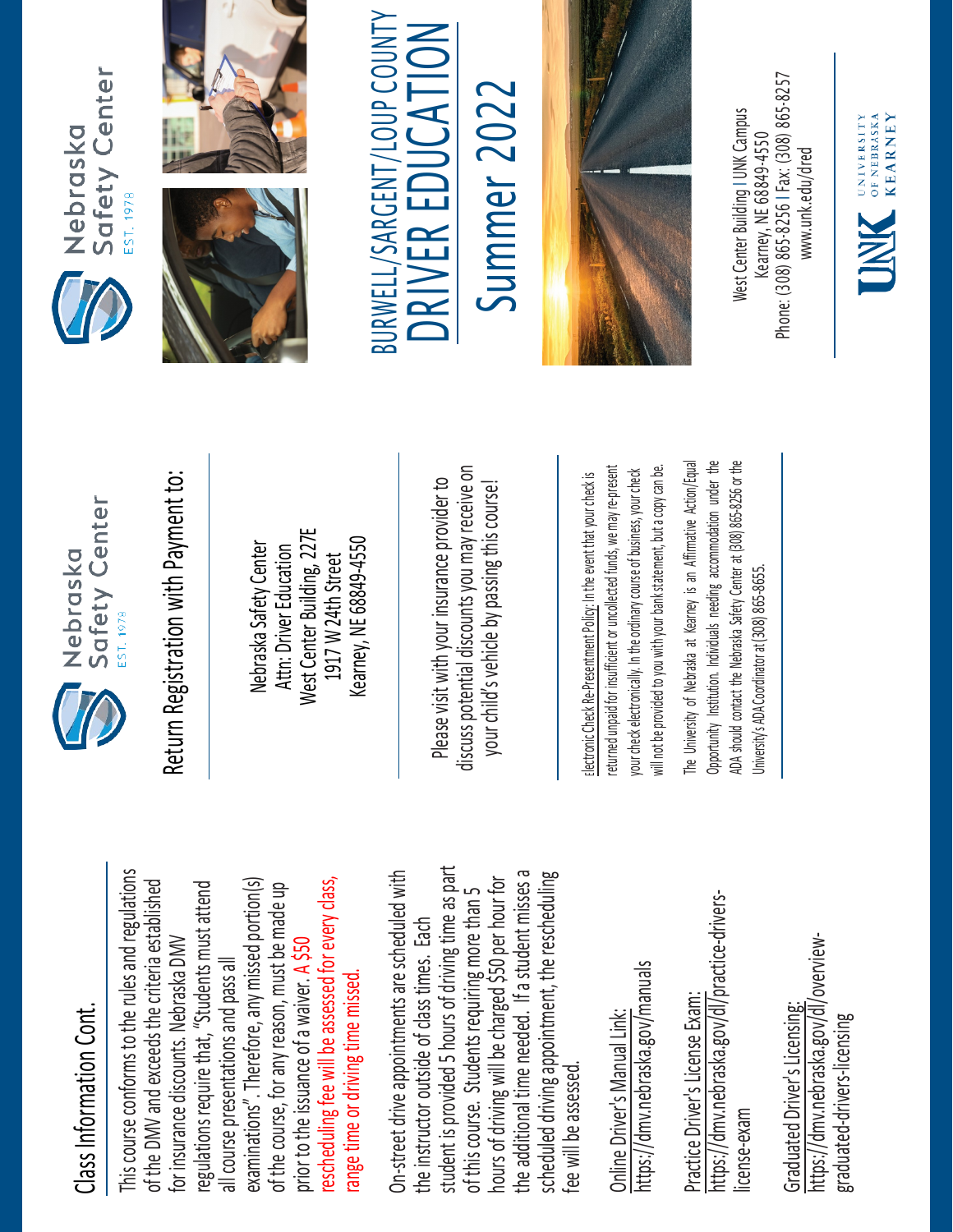## Class Information Cont.

This course conforms to the rules and regulations of the DMV and exceeds the criteria established for insurance discounts. Nebraska DMV regulations require that, "Students must attend all course presentations and pass all examinations". Therefore, any missed portion(s) of the course, for any reason, must be made up prior to the issuance of a waiver. A $50 rescheduling fee will be assessed for every class, range time or driving time missed.

On-street drive appointments are scheduled with the instructor outside of class times. Each student is provided 5 hours of driving time as part of this course. Students requiring more than 5 hours of driving will be charged $50 per hour for the additional time needed. If a student misses a scheduled driving appointment, the rescheduling fee will be assessed.

Online Driver's Manual Link:
https://dmv.nebraska.gov/manuals

Practice Driver's License Exam:
https://dmv.nebraska.gov/dl/practice-drivers-license-exam

Graduated Driver's Licensing:
https://dmv.nebraska.gov/dl/overview-graduated-drivers-licensing

Nebraska Safety Center
EST. 1978

## Return Registration with Payment to:

Nebraska Safety Center
Attn: Driver Education
West Center Building, 227E
1917 W 24th Street
Kearney, NE 68849-4550

Please visit with your insurance provider to discuss potential discounts you may receive on your child's vehicle by passing this course!

Electronic Check Re-Presentment Policy: In the event that your check is returned unpaid for insufficient or uncollected funds, we may re-present your check electronically. In the ordinary course of business, your check will not be provided to you with your bank statement, but a copy can be.

The University of Nebraska at Kearney is an Affirmative Action/Equal Opportunity Institution. Individuals needing accommodation under the ADA should contact the Nebraska Safety Center at (308) 865-8256 or the University's ADA Coordinator at (308) 865-8655.

Nebraska Safety Center
EST. 1978

# BURWELL/SARGENT/LOUP COUNTY DRIVER EDUCATION

# Summer 2022

West Center Building | UNK Campus
Kearney, NE 68849-4550
Phone: (308) 865-8256 | Fax: (308) 865-8257
www.unk.edu/dred

UNK University of Nebraska Kearney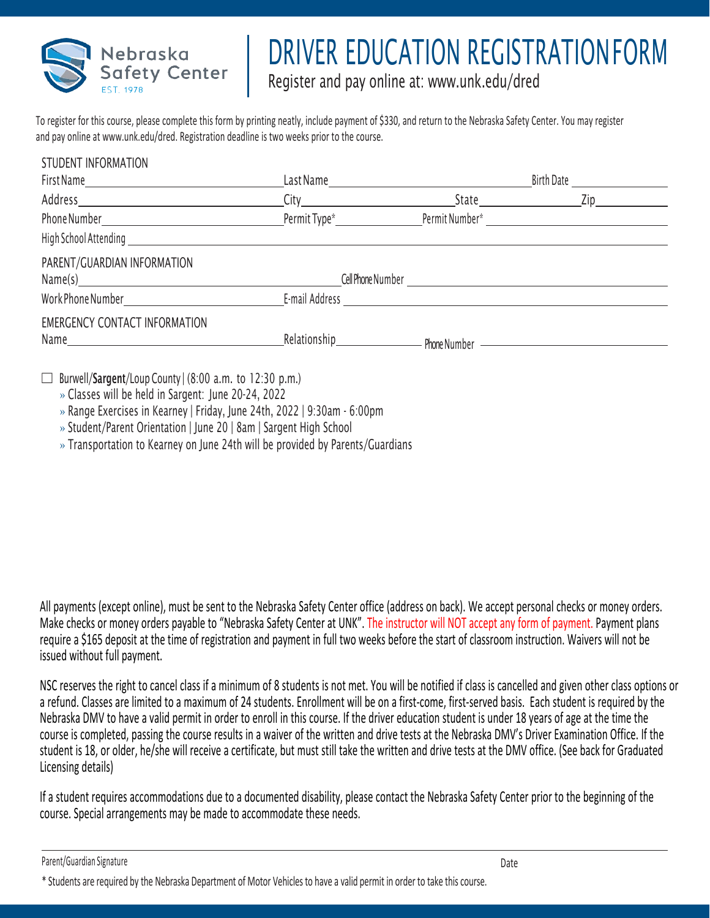Nebraska Safety Center
EST. 1978

# DRIVER EDUCATION REGISTRATION FORM

Register and pay online at: www.unk.edu/dred

To register for this course, please complete this form by printing neatly, include payment of $330, and return to the Nebraska Safety Center. You may register and pay online at www.unk.edu/dred. Registration deadline is two weeks prior to the course.

STUDENT INFORMATION

First Name\_\_\_\_\_\_\_\_\_\_\_\_\_\_\_\_\_\_ Last Name\_\_\_\_\_\_\_\_\_\_\_\_\_\_\_\_\_\_ Birth Date\_\_\_\_\_\_\_\_\_\_

Address\_\_\_\_\_\_\_\_\_\_\_\_\_\_\_\_\_\_ City\_\_\_\_\_\_\_\_\_\_\_\_\_\_\_\_\_\_ State\_\_\_\_\_\_\_\_\_\_ Zip\_\_\_\_\_\_\_\_\_\_

Phone Number\_\_\_\_\_\_\_\_\_\_\_\_\_\_\_\_\_\_ Permit Type*\_\_\_\_\_\_\_\_\_\_ Permit Number*\_\_\_\_\_\_\_\_\_\_\_\_\_\_\_\_\_\_

High School Attending\_\_\_\_\_\_\_\_\_\_\_\_\_\_\_\_\_\_\_\_\_\_\_\_\_\_\_\_\_\_\_\_\_\_\_\_

PARENT/GUARDIAN INFORMATION

Name(s)\_\_\_\_\_\_\_\_\_\_\_\_\_\_\_\_\_\_\_\_\_\_\_\_\_\_ Cell Phone Number\_\_\_\_\_\_\_\_\_\_\_\_\_\_\_\_\_\_\_\_\_\_\_\_\_\_

Work Phone Number\_\_\_\_\_\_\_\_\_\_\_\_\_\_\_\_\_\_ E-mail Address\_\_\_\_\_\_\_\_\_\_\_\_\_\_\_\_\_\_\_\_\_\_\_\_\_\_\_\_\_\_

EMERGENCY CONTACT INFORMATION

Name\_\_\_\_\_\_\_\_\_\_\_\_\_\_\_\_\_\_\_\_\_\_\_\_\_\_ Relationship\_\_\_\_\_\_\_\_\_\_ Phone Number\_\_\_\_\_\_\_\_\_\_\_\_\_\_\_\_\_\_

☐ Burwell/**Sargent**/Loup County | (8:00 a.m. to 12:30 p.m.)

- » Classes will be held in Sargent: June 20-24, 2022
- » Range Exercises in Kearney | Friday, June 24th, 2022 | 9:30am - 6:00pm
- » Student/Parent Orientation | June 20 | 8am | Sargent High School
- » Transportation to Kearney on June 24th will be provided by Parents/Guardians

All payments (except online), must be sent to the Nebraska Safety Center office (address on back). We accept personal checks or money orders. Make checks or money orders payable to "Nebraska Safety Center at UNK". The instructor will NOT accept any form of payment. Payment plans require a $165 deposit at the time of registration and payment in full two weeks before the start of classroom instruction. Waivers will not be issued without full payment.

NSC reserves the right to cancel class if a minimum of 8 students is not met. You will be notified if class is cancelled and given other class options or a refund. Classes are limited to a maximum of 24 students. Enrollment will be on a first-come, first-served basis. Each student is required by the Nebraska DMV to have a valid permit in order to enroll in this course. If the driver education student is under 18 years of age at the time the course is completed, passing the course results in a waiver of the written and drive tests at the Nebraska DMV's Driver Examination Office. If the student is 18, or older, he/she will receive a certificate, but must still take the written and drive tests at the DMV office. (See back for Graduated Licensing details)

If a student requires accommodations due to a documented disability, please contact the Nebraska Safety Center prior to the beginning of the course. Special arrangements may be made to accommodate these needs.

\_\_\_\_\_\_\_\_\_\_\_\_\_\_\_\_\_\_\_\_\_\_\_\_\_\_\_\_\_\_\_\_\_\_\_\_\_\_\_\_\_\_\_\_\_\_\_\_\_\_\_\_

Parent/Guardian Signature Date

* Students are required by the Nebraska Department of Motor Vehicles to have a valid permit in order to take this course.